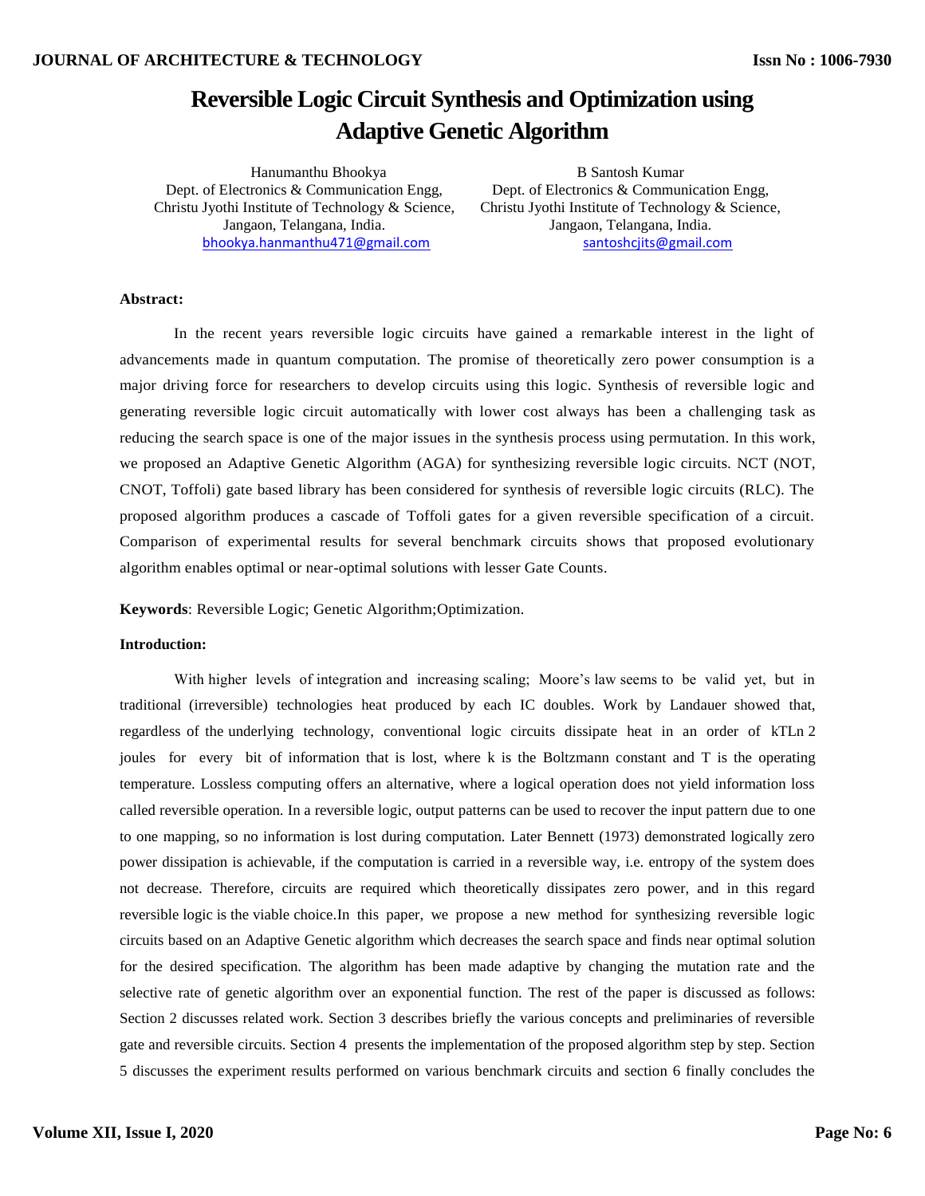# Reversible Logic Circuit Synthesis and Optimization using Adaptive Genetic Algorithm

Hanumanthu Bhookya
Dept. of Electronics & Communication Engg,
Christu Jyothi Institute of Technology & Science,
Jangaon, Telangana, India.
bhookya.hanmanthu471@gmail.com

B Santosh Kumar
Dept. of Electronics & Communication Engg,
Christu Jyothi Institute of Technology & Science,
Jangaon, Telangana, India.
santoshcjits@gmail.com

**Abstract:**

In the recent years reversible logic circuits have gained a remarkable interest in the light of advancements made in quantum computation. The promise of theoretically zero power consumption is a major driving force for researchers to develop circuits using this logic. Synthesis of reversible logic and generating reversible logic circuit automatically with lower cost always has been a challenging task as reducing the search space is one of the major issues in the synthesis process using permutation. In this work, we proposed an Adaptive Genetic Algorithm (AGA) for synthesizing reversible logic circuits. NCT (NOT, CNOT, Toffoli) gate based library has been considered for synthesis of reversible logic circuits (RLC). The proposed algorithm produces a cascade of Toffoli gates for a given reversible specification of a circuit. Comparison of experimental results for several benchmark circuits shows that proposed evolutionary algorithm enables optimal or near-optimal solutions with lesser Gate Counts.

**Keywords**: Reversible Logic; Genetic Algorithm;Optimization.

**Introduction:**

With higher levels of integration and increasing scaling; Moore's law seems to be valid yet, but in traditional (irreversible) technologies heat produced by each IC doubles. Work by Landauer showed that, regardless of the underlying technology, conventional logic circuits dissipate heat in an order of kTLn 2 joules for every bit of information that is lost, where k is the Boltzmann constant and T is the operating temperature. Lossless computing offers an alternative, where a logical operation does not yield information loss called reversible operation. In a reversible logic, output patterns can be used to recover the input pattern due to one to one mapping, so no information is lost during computation. Later Bennett (1973) demonstrated logically zero power dissipation is achievable, if the computation is carried in a reversible way, i.e. entropy of the system does not decrease. Therefore, circuits are required which theoretically dissipates zero power, and in this regard reversible logic is the viable choice.In this paper, we propose a new method for synthesizing reversible logic circuits based on an Adaptive Genetic algorithm which decreases the search space and finds near optimal solution for the desired specification. The algorithm has been made adaptive by changing the mutation rate and the selective rate of genetic algorithm over an exponential function. The rest of the paper is discussed as follows: Section 2 discusses related work. Section 3 describes briefly the various concepts and preliminaries of reversible gate and reversible circuits. Section 4 presents the implementation of the proposed algorithm step by step. Section 5 discusses the experiment results performed on various benchmark circuits and section 6 finally concludes the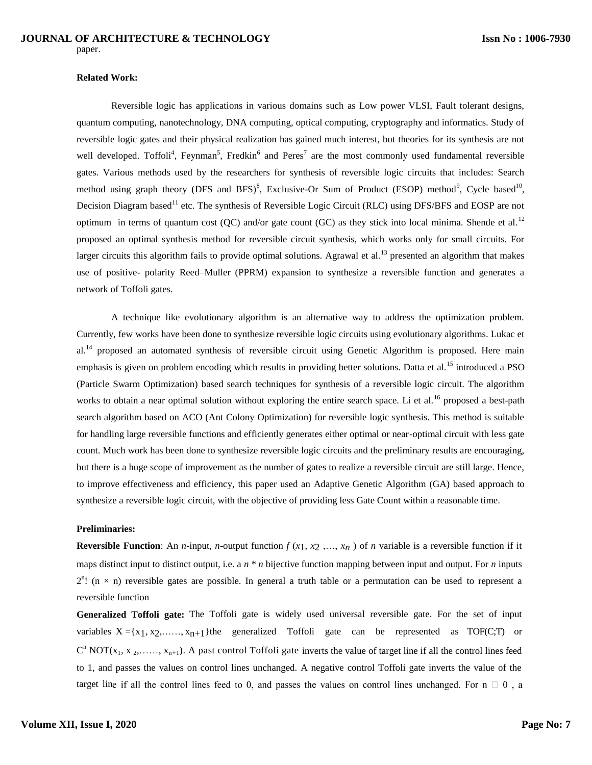paper.

**Related Work:**

Reversible logic has applications in various domains such as Low power VLSI, Fault tolerant designs, quantum computing, nanotechnology, DNA computing, optical computing, cryptography and informatics. Study of reversible logic gates and their physical realization has gained much interest, but theories for its synthesis are not well developed. Toffoli[4], Feynman[5], Fredkin[6] and Peres[7] are the most commonly used fundamental reversible gates. Various methods used by the researchers for synthesis of reversible logic circuits that includes: Search method using graph theory (DFS and BFS)[8], Exclusive-Or Sum of Product (ESOP) method[9], Cycle based[10], Decision Diagram based[11] etc. The synthesis of Reversible Logic Circuit (RLC) using DFS/BFS and EOSP are not optimum in terms of quantum cost (QC) and/or gate count (GC) as they stick into local minima. Shende et al.[12] proposed an optimal synthesis method for reversible circuit synthesis, which works only for small circuits. For larger circuits this algorithm fails to provide optimal solutions. Agrawal et al.[13] presented an algorithm that makes use of positive- polarity Reed–Muller (PPRM) expansion to synthesize a reversible function and generates a network of Toffoli gates.

A technique like evolutionary algorithm is an alternative way to address the optimization problem. Currently, few works have been done to synthesize reversible logic circuits using evolutionary algorithms. Lukac et al.[14] proposed an automated synthesis of reversible circuit using Genetic Algorithm is proposed. Here main emphasis is given on problem encoding which results in providing better solutions. Datta et al.[15] introduced a PSO (Particle Swarm Optimization) based search techniques for synthesis of a reversible logic circuit. The algorithm works to obtain a near optimal solution without exploring the entire search space. Li et al.[16] proposed a best-path search algorithm based on ACO (Ant Colony Optimization) for reversible logic synthesis. This method is suitable for handling large reversible functions and efficiently generates either optimal or near-optimal circuit with less gate count. Much work has been done to synthesize reversible logic circuits and the preliminary results are encouraging, but there is a huge scope of improvement as the number of gates to realize a reversible circuit are still large. Hence, to improve effectiveness and efficiency, this paper used an Adaptive Genetic Algorithm (GA) based approach to synthesize a reversible logic circuit, with the objective of providing less Gate Count within a reasonable time.

**Preliminaries:**

**Reversible Function**: An *n*-input, *n*-output function $f(x_1, x_2, \ldots, x_n)$ of *n* variable is a reversible function if it maps distinct input to distinct output, i.e. a $n * n$ bijective function mapping between input and output. For *n* inputs $2^n!$ $(n \times n)$ reversible gates are possible. In general a truth table or a permutation can be used to represent a reversible function

**Generalized Toffoli gate:** The Toffoli gate is widely used universal reversible gate. For the set of input variables $X = \{x_1, x_2, \ldots\ldots, x_{n+1}\}$ the generalized Toffoli gate can be represented as TOF(C;T) or $C^n\ NOT(x_1, x_2, \ldots\ldots, x_{n+1})$. A past control Toffoli gate inverts the value of target line if all the control lines feed to 1, and passes the values on control lines unchanged. A negative control Toffoli gate inverts the value of the target line if all the control lines feed to 0, and passes the values on control lines unchanged. For n □ 0 , a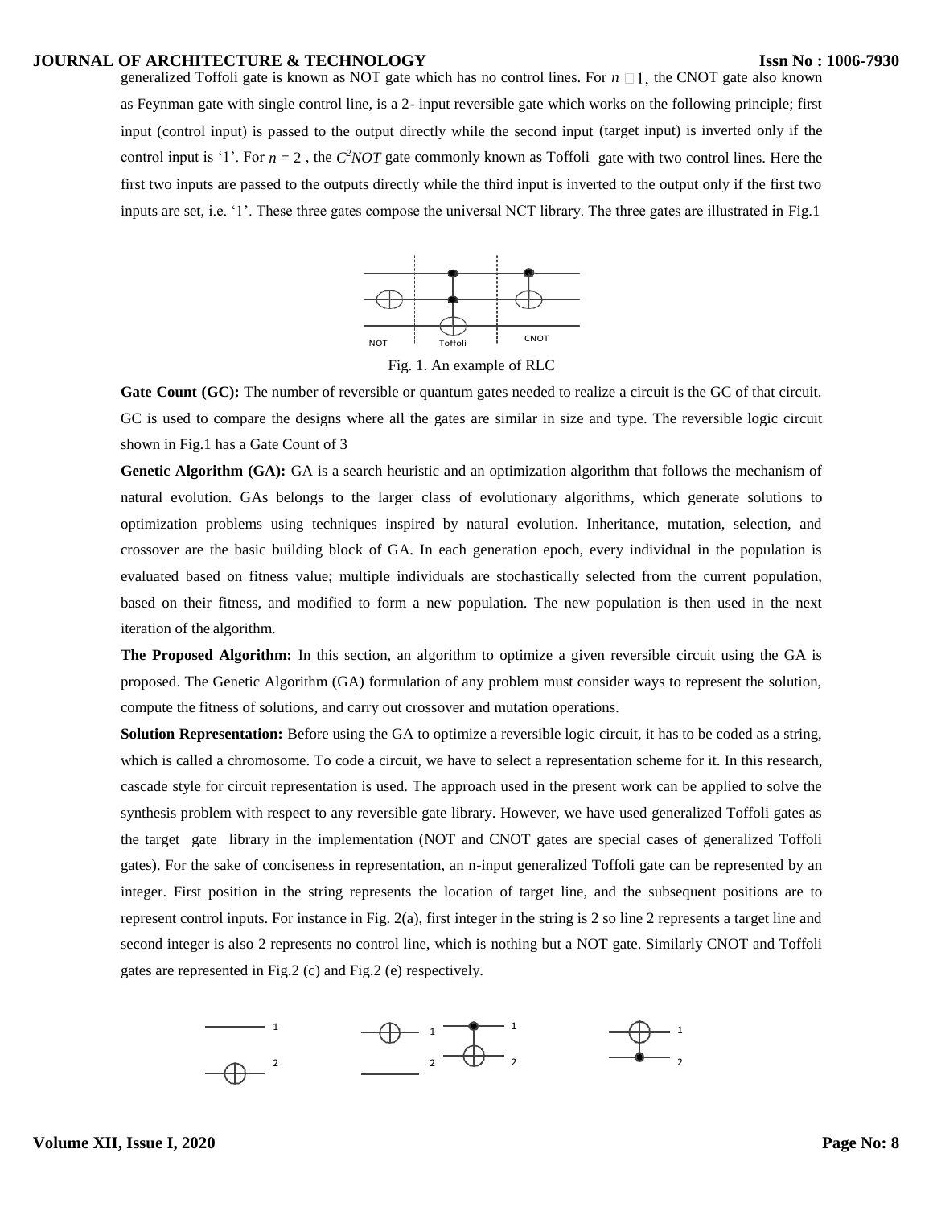generalized Toffoli gate is known as NOT gate which has no control lines. For $n \square 1$, the CNOT gate also known as Feynman gate with single control line, is a 2- input reversible gate which works on the following principle; first input (control input) is passed to the output directly while the second input (target input) is inverted only if the control input is '1'. For $n = 2$, the $C^2NOT$ gate commonly known as Toffoli gate with two control lines. Here the first two inputs are passed to the outputs directly while the third input is inverted to the output only if the first two inputs are set, i.e. '1'. These three gates compose the universal NCT library. The three gates are illustrated in Fig.1

Fig. 1. An example of RLC

**Gate Count (GC):** The number of reversible or quantum gates needed to realize a circuit is the GC of that circuit. GC is used to compare the designs where all the gates are similar in size and type. The reversible logic circuit shown in Fig.1 has a Gate Count of 3

**Genetic Algorithm (GA):** GA is a search heuristic and an optimization algorithm that follows the mechanism of natural evolution. GAs belongs to the larger class of evolutionary algorithms, which generate solutions to optimization problems using techniques inspired by natural evolution. Inheritance, mutation, selection, and crossover are the basic building block of GA. In each generation epoch, every individual in the population is evaluated based on fitness value; multiple individuals are stochastically selected from the current population, based on their fitness, and modified to form a new population. The new population is then used in the next iteration of the algorithm.

**The Proposed Algorithm:** In this section, an algorithm to optimize a given reversible circuit using the GA is proposed. The Genetic Algorithm (GA) formulation of any problem must consider ways to represent the solution, compute the fitness of solutions, and carry out crossover and mutation operations.

**Solution Representation:** Before using the GA to optimize a reversible logic circuit, it has to be coded as a string, which is called a chromosome. To code a circuit, we have to select a representation scheme for it. In this research, cascade style for circuit representation is used. The approach used in the present work can be applied to solve the synthesis problem with respect to any reversible gate library. However, we have used generalized Toffoli gates as the target gate library in the implementation (NOT and CNOT gates are special cases of generalized Toffoli gates). For the sake of conciseness in representation, an n-input generalized Toffoli gate can be represented by an integer. First position in the string represents the location of target line, and the subsequent positions are to represent control inputs. For instance in Fig. 2(a), first integer in the string is 2 so line 2 represents a target line and second integer is also 2 represents no control line, which is nothing but a NOT gate. Similarly CNOT and Toffoli gates are represented in Fig.2 (c) and Fig.2 (e) respectively.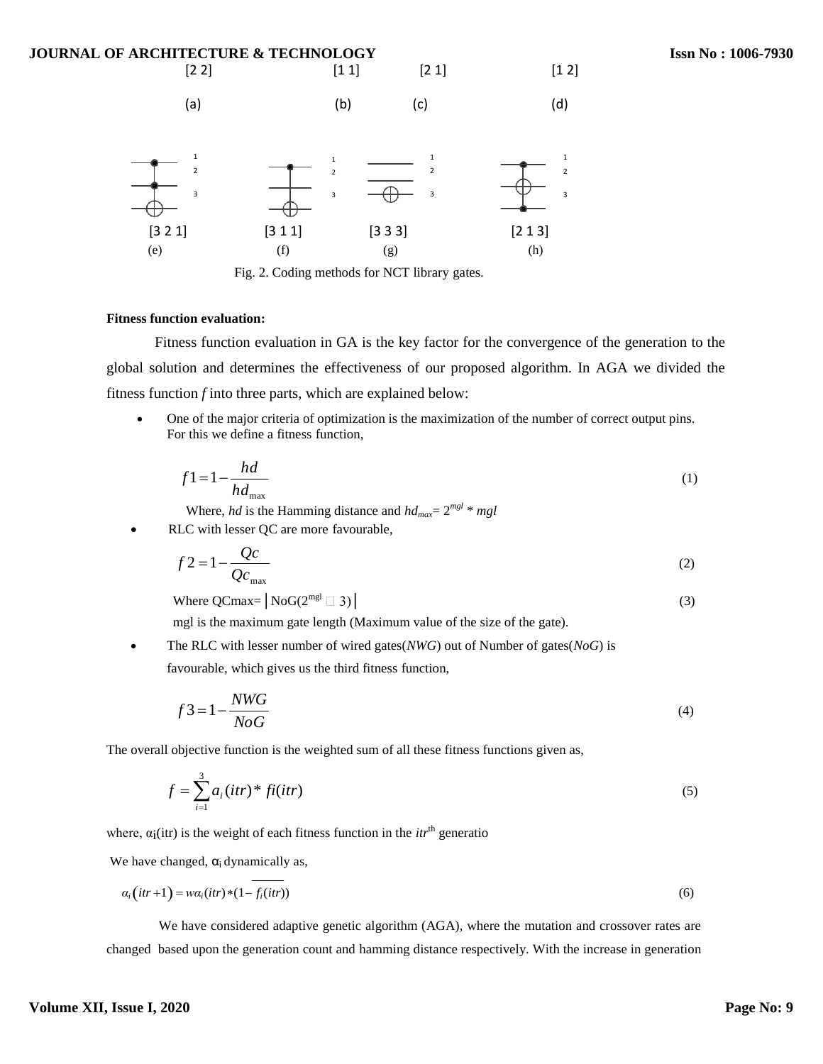[2 2] [1 1] [2 1] [1 2]

(a) (b) (c) (d)

[3 2 1] [3 1 1] [3 3 3] [2 1 3]

(e) (f) (g) (h)

Fig. 2. Coding methods for NCT library gates.

**Fitness function evaluation:**

Fitness function evaluation in GA is the key factor for the convergence of the generation to the global solution and determines the effectiveness of our proposed algorithm. In AGA we divided the fitness function *f* into three parts, which are explained below:

- One of the major criteria of optimization is the maximization of the number of correct output pins. For this we define a fitness function,

$$f1 = 1 - \frac{hd}{hd_{\max}} \tag{1}$$

Where, *hd* is the Hamming distance and $hd_{max} = 2^{mgl} * mgl$

- RLC with lesser QC are more favourable,

$$f2 = 1 - \frac{Qc}{Qc_{\max}} \tag{2}$$

Where QCmax= $\left| \text{NoG}(2^{mgl} \square 3) \right|$ (3)

mgl is the maximum gate length (Maximum value of the size of the gate).

- The RLC with lesser number of wired gates(*NWG*) out of Number of gates(*NoG*) is favourable, which gives us the third fitness function,

$$f3 = 1 - \frac{NWG}{NoG} \tag{4}$$

The overall objective function is the weighted sum of all these fitness functions given as,

$$f = \sum_{i=1}^{3} a_i(itr) * fi(itr) \tag{5}$$

where, $\alpha_i(itr)$ is the weight of each fitness function in the $itr^{th}$ generatio

We have changed, $\alpha_i$ dynamically as,

$$\alpha_i(itr+1) = w\alpha_i(itr) * (1 - \overline{f_i(itr)}) \tag{6}$$

We have considered adaptive genetic algorithm (AGA), where the mutation and crossover rates are changed based upon the generation count and hamming distance respectively. With the increase in generation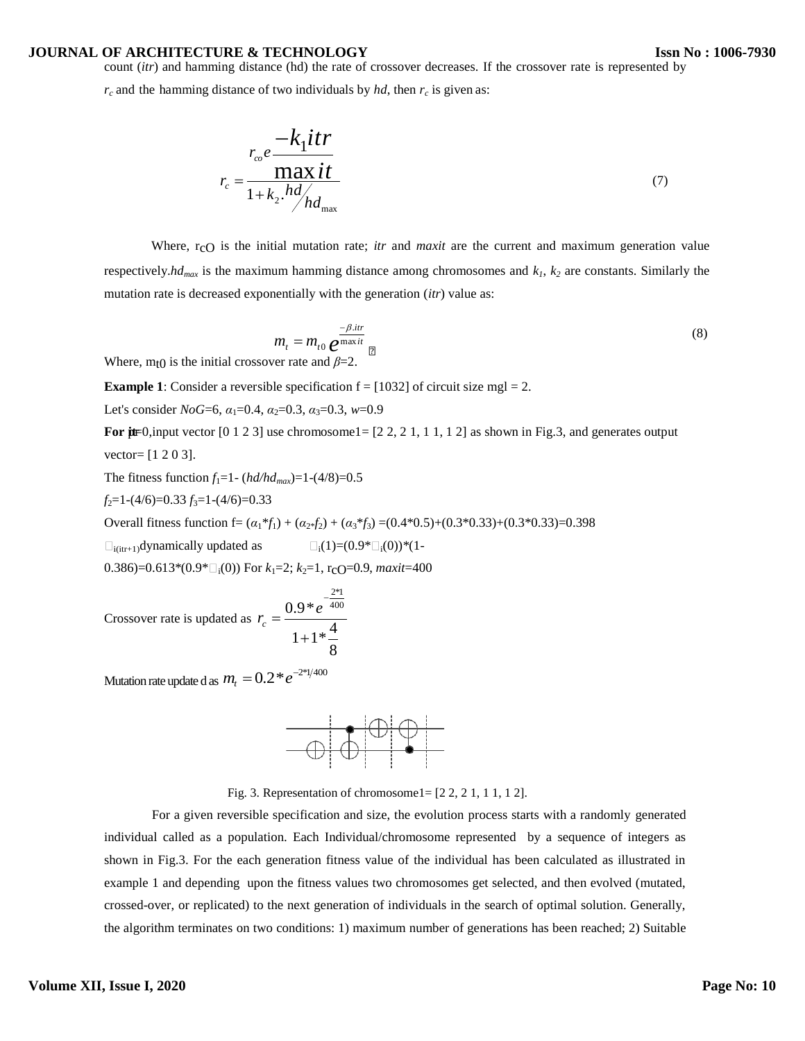count (*itr*) and hamming distance (hd) the rate of crossover decreases. If the crossover rate is represented by $r_c$ and the hamming distance of two individuals by *hd*, then $r_c$ is given as:

$$r_c = \frac{r_{co} e^{\frac{-k_1 itr}{\max it}}}{1 + k_2 . hd/hd_{\max}} \tag{7}$$

Where, $r_{CO}$ is the initial mutation rate; *itr* and *maxit* are the current and maximum generation value respectively.$hd_{max}$ is the maximum hamming distance among chromosomes and $k_1$, $k_2$ are constants. Similarly the mutation rate is decreased exponentially with the generation (*itr*) value as:

$$m_t = m_{t0}\, e^{\frac{-\beta . itr}{\max it}} \tag{8}$$

Where, $m_{t0}$ is the initial crossover rate and $\beta$=2.

**Example 1**: Consider a reversible specification f = [1032] of circuit size mgl = 2.

Let's consider *NoG*=6, $\alpha_1$=0.4, $\alpha_2$=0.3, $\alpha_3$=0.3, *w*=0.9

**For itr**=0,input vector [0 1 2 3] use chromosome1= [2 2, 2 1, 1 1, 1 2] as shown in Fig.3, and generates output vector= [1 2 0 3].

The fitness function $f_1$=1- ($hd/hd_{max}$)=1-(4/8)=0.5

$f_2$=1-(4/6)=0.33 $f_3$=1-(4/6)=0.33

Overall fitness function f= ($\alpha_1$*$f_1$) + ($\alpha_2$*$f_2$) + ($\alpha_3$*$f_3$) =(0.4*0.5)+(0.3*0.33)+(0.3*0.33)=0.398

$\alpha_{i(itr+1)}$dynamically updated as $\alpha_i(1)$=(0.9*$\alpha_i(0)$)*(1-0.386)=0.613*(0.9*$\alpha_i(0)$) For $k_1$=2; $k_2$=1, $r_{CO}$=0.9, *maxit*=400

Crossover rate is updated as $r_c = \dfrac{0.9 * e^{-\frac{2*1}{400}}}{1 + 1 * \frac{4}{8}}$

Mutation rate update d as $m_t = 0.2 * e^{-2*1/400}$

Fig. 3. Representation of chromosome1= [2 2, 2 1, 1 1, 1 2].

For a given reversible specification and size, the evolution process starts with a randomly generated individual called as a population. Each Individual/chromosome represented by a sequence of integers as shown in Fig.3. For the each generation fitness value of the individual has been calculated as illustrated in example 1 and depending upon the fitness values two chromosomes get selected, and then evolved (mutated, crossed-over, or replicated) to the next generation of individuals in the search of optimal solution. Generally, the algorithm terminates on two conditions: 1) maximum number of generations has been reached; 2) Suitable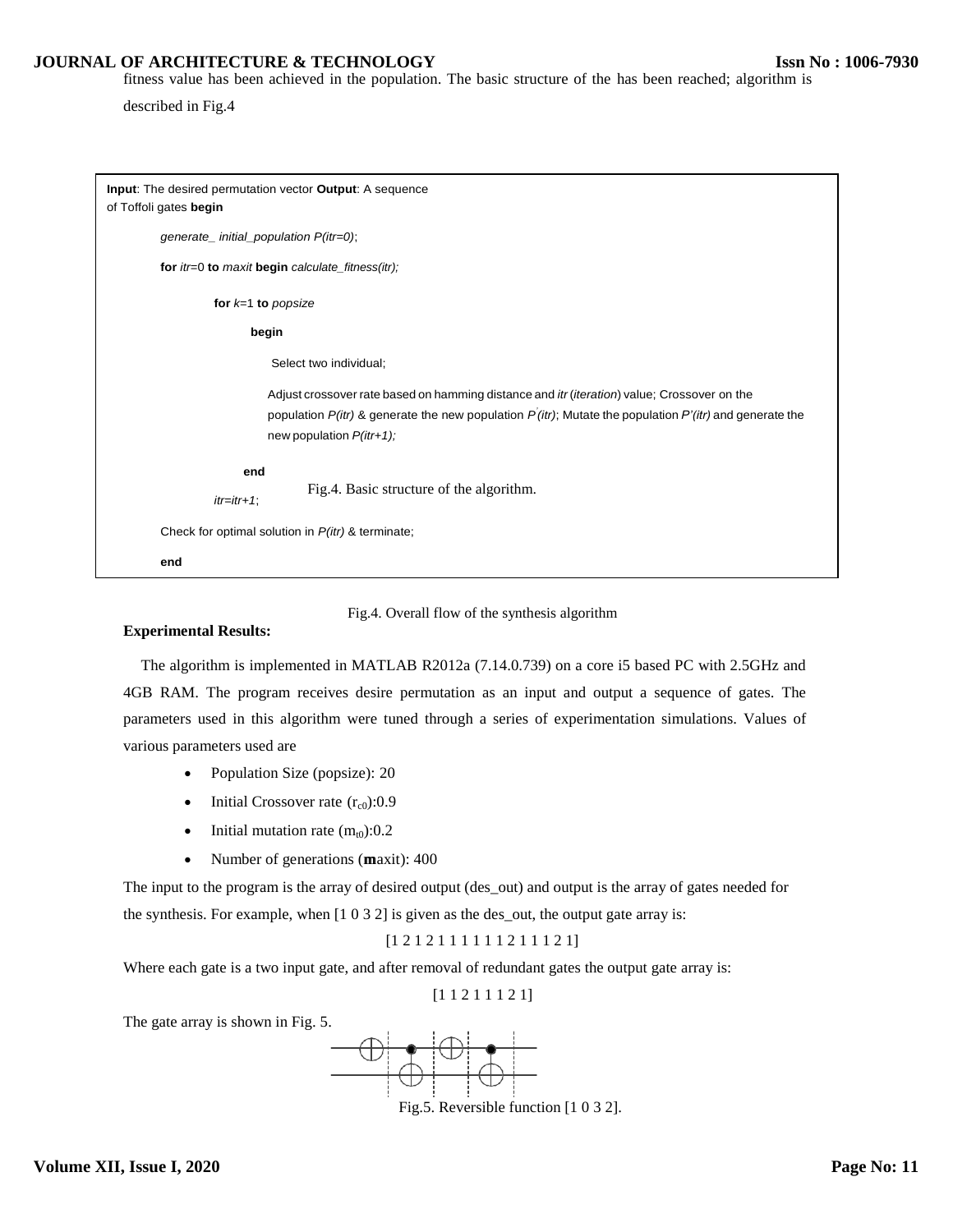fitness value has been achieved in the population. The basic structure of the has been reached; algorithm is described in Fig.4

```
Input: The desired permutation vector Output: A sequence
of Toffoli gates begin

    generate_ initial_population P(itr=0);

    for itr=0 to maxit begin calculate_fitness(itr);

        for k=1 to popsize

            begin

                Select two individual;

                Adjust crossover rate based on hamming distance and itr (iteration) value; Crossover on the
                population P(itr) & generate the new population P'(itr); Mutate the population P'(itr) and generate the
                new population P(itr+1);

            end
        itr=itr+1;

    Check for optimal solution in P(itr) & terminate;

    end
```

Fig.4. Basic structure of the algorithm.

Fig.4. Overall flow of the synthesis algorithm

**Experimental Results:**

The algorithm is implemented in MATLAB R2012a (7.14.0.739) on a core i5 based PC with 2.5GHz and 4GB RAM. The program receives desire permutation as an input and output a sequence of gates. The parameters used in this algorithm were tuned through a series of experimentation simulations. Values of various parameters used are

- Population Size (popsize): 20
- Initial Crossover rate ($r_{c0}$):0.9
- Initial mutation rate ($m_{t0}$):0.2
- Number of generations (maxit): 400

The input to the program is the array of desired output (des_out) and output is the array of gates needed for the synthesis. For example, when [1 0 3 2] is given as the des_out, the output gate array is:

[1 2 1 2 1 1 1 1 1 1 2 1 1 1 2 1]

Where each gate is a two input gate, and after removal of redundant gates the output gate array is:

[1 1 2 1 1 1 2 1]

The gate array is shown in Fig. 5.

Fig.5. Reversible function [1 0 3 2].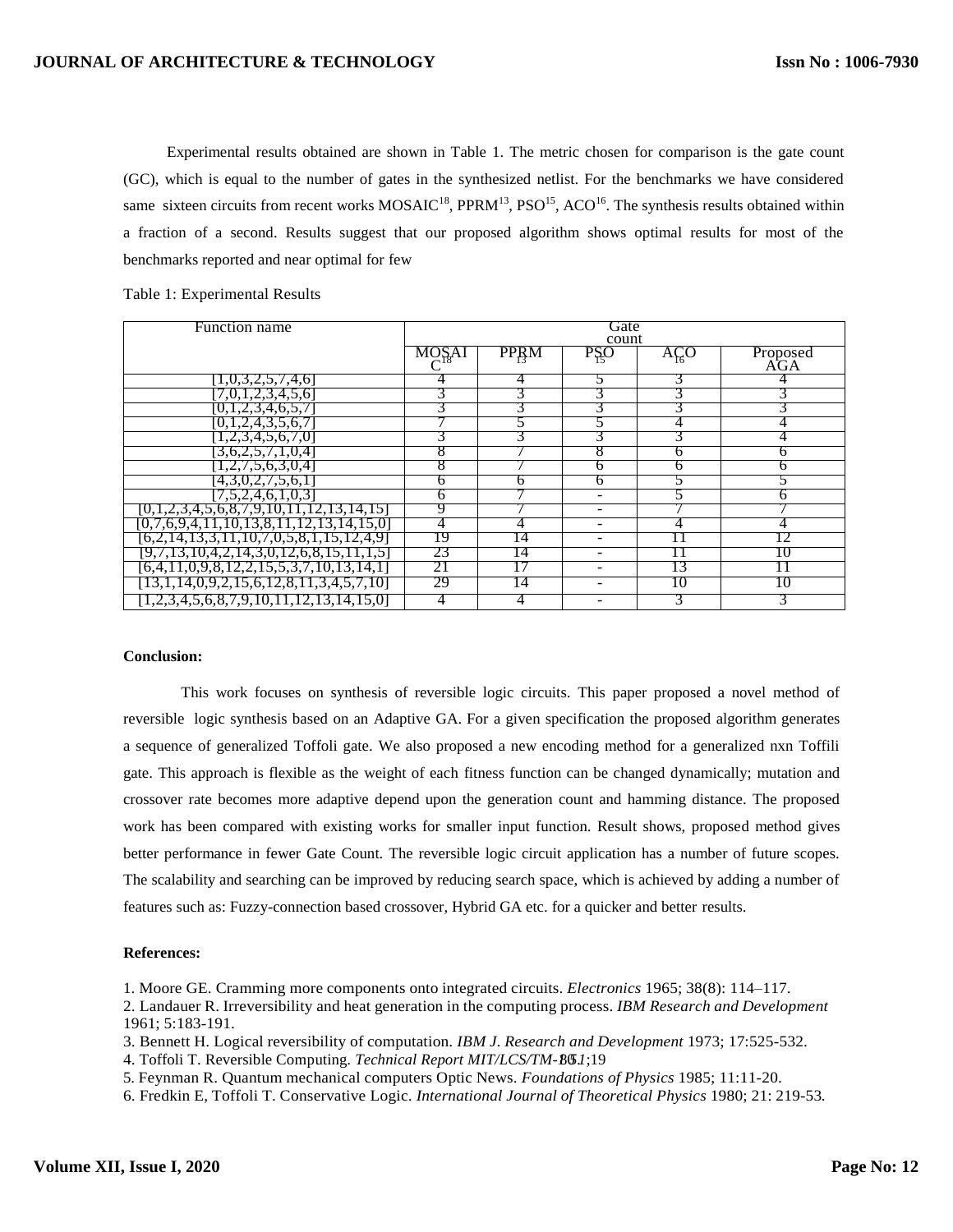Experimental results obtained are shown in Table 1. The metric chosen for comparison is the gate count (GC), which is equal to the number of gates in the synthesized netlist. For the benchmarks we have considered same sixteen circuits from recent works MOSAIC[18], PPRM[13], PSO[15], ACO[16]. The synthesis results obtained within a fraction of a second. Results suggest that our proposed algorithm shows optimal results for most of the benchmarks reported and near optimal for few

Table 1: Experimental Results

| Function name | Gate count | | | | |
|---|---|---|---|---|---|
| | MOSAIC[18] | PPRM[13] | PSO[15] | ACO[16] | Proposed AGA |
| [1,0,3,2,5,7,4,6] | 4 | 4 | 5 | 3 | 4 |
| [7,0,1,2,3,4,5,6] | 3 | 3 | 3 | 3 | 3 |
| [0,1,2,3,4,6,5,7] | 3 | 3 | 3 | 3 | 3 |
| [0,1,2,4,3,5,6,7] | 7 | 5 | 5 | 4 | 4 |
| [1,2,3,4,5,6,7,0] | 3 | 3 | 3 | 3 | 4 |
| [3,6,2,5,7,1,0,4] | 8 | 7 | 8 | 6 | 6 |
| [1,2,7,5,6,3,0,4] | 8 | 7 | 6 | 6 | 6 |
| [4,3,0,2,7,5,6,1] | 6 | 6 | 6 | 5 | 5 |
| [7,5,2,4,6,1,0,3] | 6 | 7 | - | 5 | 6 |
| [0,1,2,3,4,5,6,8,7,9,10,11,12,13,14,15] | 9 | 7 | - | 7 | 7 |
| [0,7,6,9,4,11,10,13,8,11,12,13,14,15,0] | 4 | 4 | - | 4 | 4 |
| [6,2,14,13,3,11,10,7,0,5,8,1,15,12,4,9] | 19 | 14 | - | 11 | 12 |
| [9,7,13,10,4,2,14,3,0,12,6,8,15,11,1,5] | 23 | 14 | - | 11 | 10 |
| [6,4,11,0,9,8,12,2,15,5,3,7,10,13,14,1] | 21 | 17 | - | 13 | 11 |
| [13,1,14,0,9,2,15,6,12,8,11,3,4,5,7,10] | 29 | 14 | - | 10 | 10 |
| [1,2,3,4,5,6,8,7,9,10,11,12,13,14,15,0] | 4 | 4 | - | 3 | 3 |

**Conclusion:**

This work focuses on synthesis of reversible logic circuits. This paper proposed a novel method of reversible logic synthesis based on an Adaptive GA. For a given specification the proposed algorithm generates a sequence of generalized Toffoli gate. We also proposed a new encoding method for a generalized nxn Toffili gate. This approach is flexible as the weight of each fitness function can be changed dynamically; mutation and crossover rate becomes more adaptive depend upon the generation count and hamming distance. The proposed work has been compared with existing works for smaller input function. Result shows, proposed method gives better performance in fewer Gate Count. The reversible logic circuit application has a number of future scopes. The scalability and searching can be improved by reducing search space, which is achieved by adding a number of features such as: Fuzzy-connection based crossover, Hybrid GA etc. for a quicker and better results.

**References:**

1. Moore GE. Cramming more components onto integrated circuits. *Electronics* 1965; 38(8): 114–117.
2. Landauer R. Irreversibility and heat generation in the computing process. *IBM Research and Development* 1961; 5:183-191.
3. Bennett H. Logical reversibility of computation. *IBM J. Research and Development* 1973; 17:525-532.
4. Toffoli T. Reversible Computing. *Technical Report MIT/LCS/TM-151*;1980
5. Feynman R. Quantum mechanical computers Optic News. *Foundations of Physics* 1985; 11:11-20.
6. Fredkin E, Toffoli T. Conservative Logic. *International Journal of Theoretical Physics* 1980; 21: 219-53.